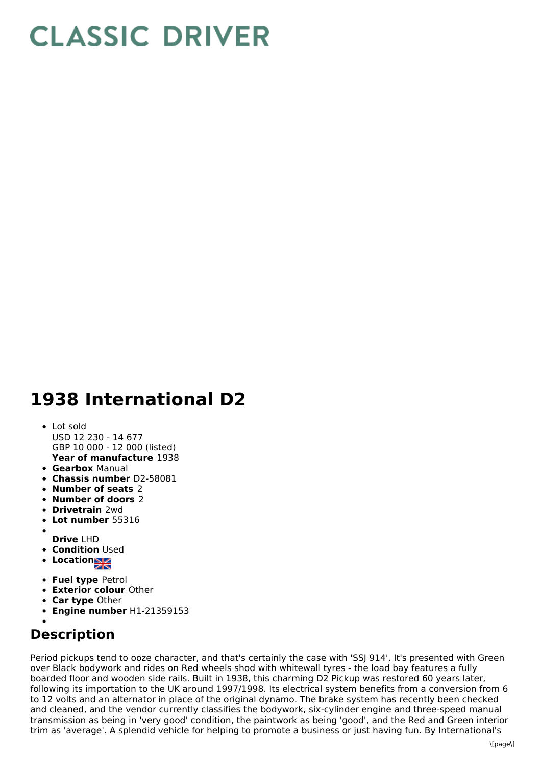# CLASSIC DRIVER

# 1938 International D2

- Lot sold
  USD 12 230 - 14 677
  GBP 10 000 - 12 000 (listed)
  **Year of manufacture** 1938
- **Gearbox** Manual
- **Chassis number** D2-58081
- **Number of seats** 2
- **Number of doors** 2
- **Drivetrain** 2wd
- **Lot number** 55316
- **Drive** LHD
- **Condition** Used
- **Location**
- **Fuel type** Petrol
- **Exterior colour** Other
- **Car type** Other
- **Engine number** H1-21359153

## Description

Period pickups tend to ooze character, and that's certainly the case with 'SSJ 914'. It's presented with Green over Black bodywork and rides on Red wheels shod with whitewall tyres - the load bay features a fully boarded floor and wooden side rails. Built in 1938, this charming D2 Pickup was restored 60 years later, following its importation to the UK around 1997/1998. Its electrical system benefits from a conversion from 6 to 12 volts and an alternator in place of the original dynamo. The brake system has recently been checked and cleaned, and the vendor currently classifies the bodywork, six-cylinder engine and three-speed manual transmission as being in 'very good' condition, the paintwork as being 'good', and the Red and Green interior trim as 'average'. A splendid vehicle for helping to promote a business or just having fun. By International's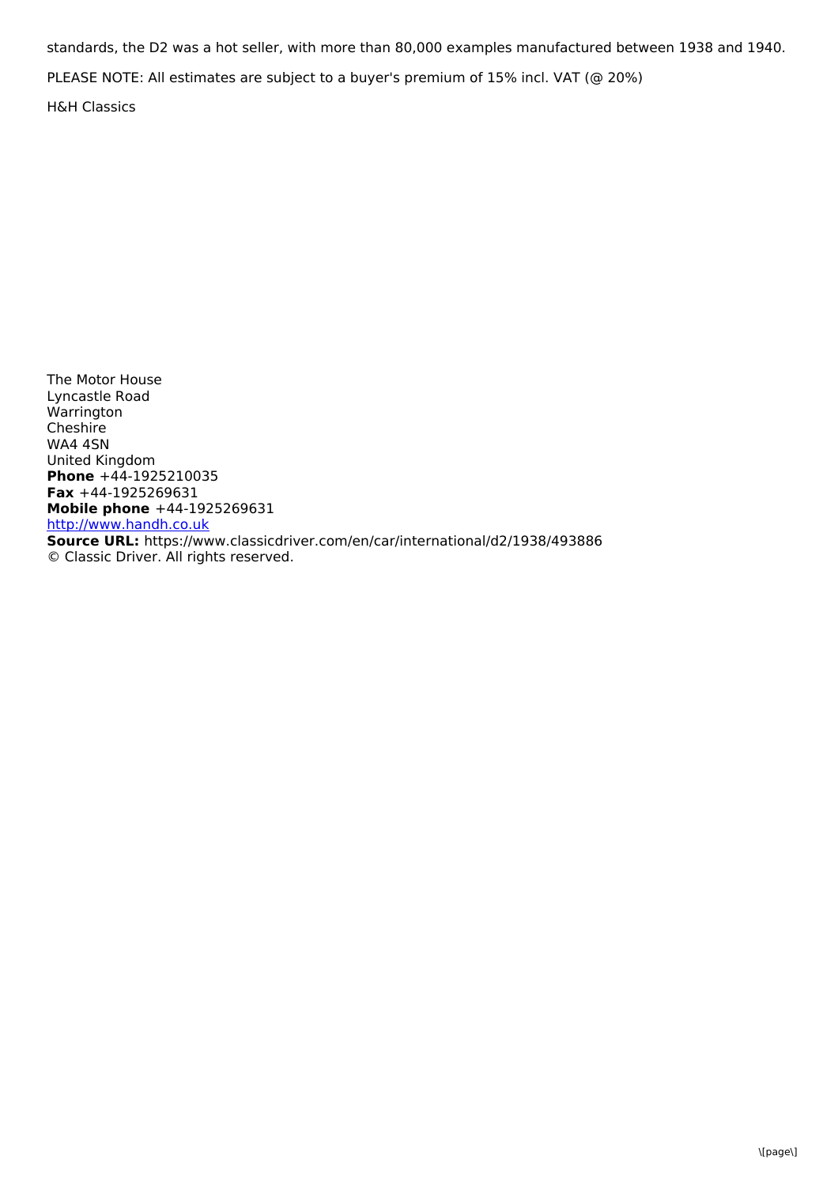standards, the D2 was a hot seller, with more than 80,000 examples manufactured between 1938 and 1940.

PLEASE NOTE: All estimates are subject to a buyer's premium of 15% incl. VAT (@ 20%)

H&H Classics

The Motor House
Lyncastle Road
Warrington
Cheshire
WA4 4SN
United Kingdom
**Phone** +44-1925210035
**Fax** +44-1925269631
**Mobile phone** +44-1925269631
[http://www.handh.co.uk](http://www.handh.co.uk)
**Source URL:** https://www.classicdriver.com/en/car/international/d2/1938/493886
© Classic Driver. All rights reserved.